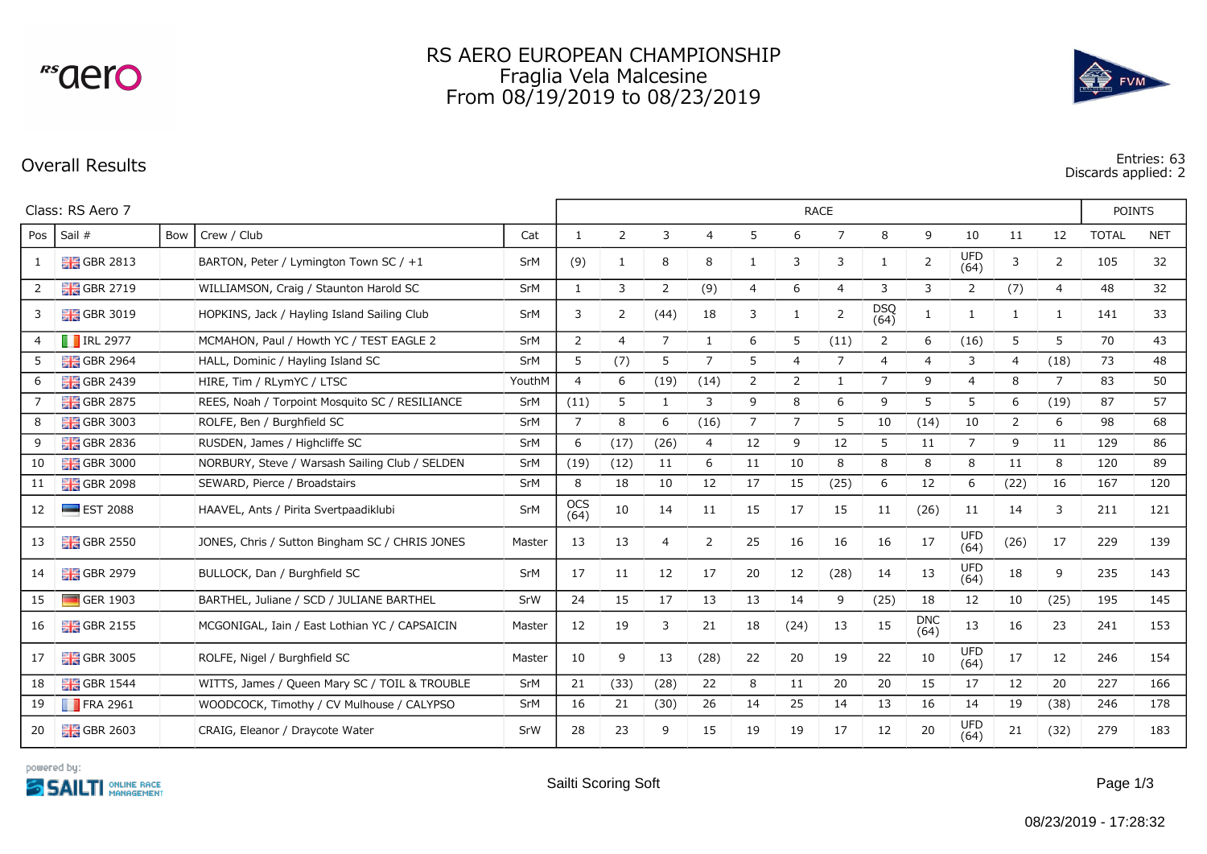# RS AERO EUROPEAN CHAMPIONSHIP
## Fraglia Vela Malcesine
## From 08/19/2019 to 08/23/2019

## Overall Results

Entries: 63
Discards applied: 2

Class: RS Aero 7

| Pos | Sail # | Bow | Crew / Club | Cat | 1 | 2 | 3 | 4 | 5 | 6 | 7 | 8 | 9 | 10 | 11 | 12 | TOTAL | NET |
|---|---|---|---|---|---|---|---|---|---|---|---|---|---|---|---|---|---|---|
| 1 | GBR 2813 | | BARTON, Peter / Lymington Town SC / +1 | SrM | (9) | 1 | 8 | 8 | 1 | 3 | 3 | 1 | 2 | UFD (64) | 3 | 2 | 105 | 32 |
| 2 | GBR 2719 | | WILLIAMSON, Craig / Staunton Harold SC | SrM | 1 | 3 | 2 | (9) | 4 | 6 | 4 | 3 | 3 | 2 | (7) | 4 | 48 | 32 |
| 3 | GBR 3019 | | HOPKINS, Jack / Hayling Island Sailing Club | SrM | 3 | 2 | (44) | 18 | 3 | 1 | 2 | DSQ (64) | 1 | 1 | 1 | 1 | 141 | 33 |
| 4 | IRL 2977 | | MCMAHON, Paul / Howth YC / TEST EAGLE 2 | SrM | 2 | 4 | 7 | 1 | 6 | 5 | (11) | 2 | 6 | (16) | 5 | 5 | 70 | 43 |
| 5 | GBR 2964 | | HALL, Dominic / Hayling Island SC | SrM | 5 | (7) | 5 | 7 | 5 | 4 | 7 | 4 | 4 | 3 | 4 | (18) | 73 | 48 |
| 6 | GBR 2439 | | HIRE, Tim / RLymYC / LTSC | YouthM | 4 | 6 | (19) | (14) | 2 | 2 | 1 | 7 | 9 | 4 | 8 | 7 | 83 | 50 |
| 7 | GBR 2875 | | REES, Noah / Torpoint Mosquito SC / RESILIANCE | SrM | (11) | 5 | 1 | 3 | 9 | 8 | 6 | 9 | 5 | 5 | 6 | (19) | 87 | 57 |
| 8 | GBR 3003 | | ROLFE, Ben / Burghfield SC | SrM | 7 | 8 | 6 | (16) | 7 | 7 | 5 | 10 | (14) | 10 | 2 | 6 | 98 | 68 |
| 9 | GBR 2836 | | RUSDEN, James / Highcliffe SC | SrM | 6 | (17) | (26) | 4 | 12 | 9 | 12 | 5 | 11 | 7 | 9 | 11 | 129 | 86 |
| 10 | GBR 3000 | | NORBURY, Steve / Warsash Sailing Club / SELDEN | SrM | (19) | (12) | 11 | 6 | 11 | 10 | 8 | 8 | 8 | 8 | 11 | 8 | 120 | 89 |
| 11 | GBR 2098 | | SEWARD, Pierce / Broadstairs | SrM | 8 | 18 | 10 | 12 | 17 | 15 | (25) | 6 | 12 | 6 | (22) | 16 | 167 | 120 |
| 12 | EST 2088 | | HAAVEL, Ants / Pirita Svertpaadiklubi | SrM | OCS (64) | 10 | 14 | 11 | 15 | 17 | 15 | 11 | (26) | 11 | 14 | 3 | 211 | 121 |
| 13 | GBR 2550 | | JONES, Chris / Sutton Bingham SC / CHRIS JONES | Master | 13 | 13 | 4 | 2 | 25 | 16 | 16 | 16 | 17 | UFD (64) | (26) | 17 | 229 | 139 |
| 14 | GBR 2979 | | BULLOCK, Dan / Burghfield SC | SrM | 17 | 11 | 12 | 17 | 20 | 12 | (28) | 14 | 13 | UFD (64) | 18 | 9 | 235 | 143 |
| 15 | GER 1903 | | BARTHEL, Juliane / SCD / JULIANE BARTHEL | SrW | 24 | 15 | 17 | 13 | 13 | 14 | 9 | (25) | 18 | 12 | 10 | (25) | 195 | 145 |
| 16 | GBR 2155 | | MCGONIGAL, Iain / East Lothian YC / CAPSAICIN | Master | 12 | 19 | 3 | 21 | 18 | (24) | 13 | 15 | DNC (64) | 13 | 16 | 23 | 241 | 153 |
| 17 | GBR 3005 | | ROLFE, Nigel / Burghfield SC | Master | 10 | 9 | 13 | (28) | 22 | 20 | 19 | 22 | 10 | UFD (64) | 17 | 12 | 246 | 154 |
| 18 | GBR 1544 | | WITTS, James / Queen Mary SC / TOIL & TROUBLE | SrM | 21 | (33) | (28) | 22 | 8 | 11 | 20 | 20 | 15 | 17 | 12 | 20 | 227 | 166 |
| 19 | FRA 2961 | | WOODCOCK, Timothy / CV Mulhouse / CALYPSO | SrM | 16 | 21 | (30) | 26 | 14 | 25 | 14 | 13 | 16 | 14 | 19 | (38) | 246 | 178 |
| 20 | GBR 2603 | | CRAIG, Eleanor / Draycote Water | SrW | 28 | 23 | 9 | 15 | 19 | 19 | 17 | 12 | 20 | UFD (64) | 21 | (32) | 279 | 183 |

powered by: SAILTI ONLINE RACE MANAGEMENT

Sailti Scoring Soft

08/23/2019 - 17:28:32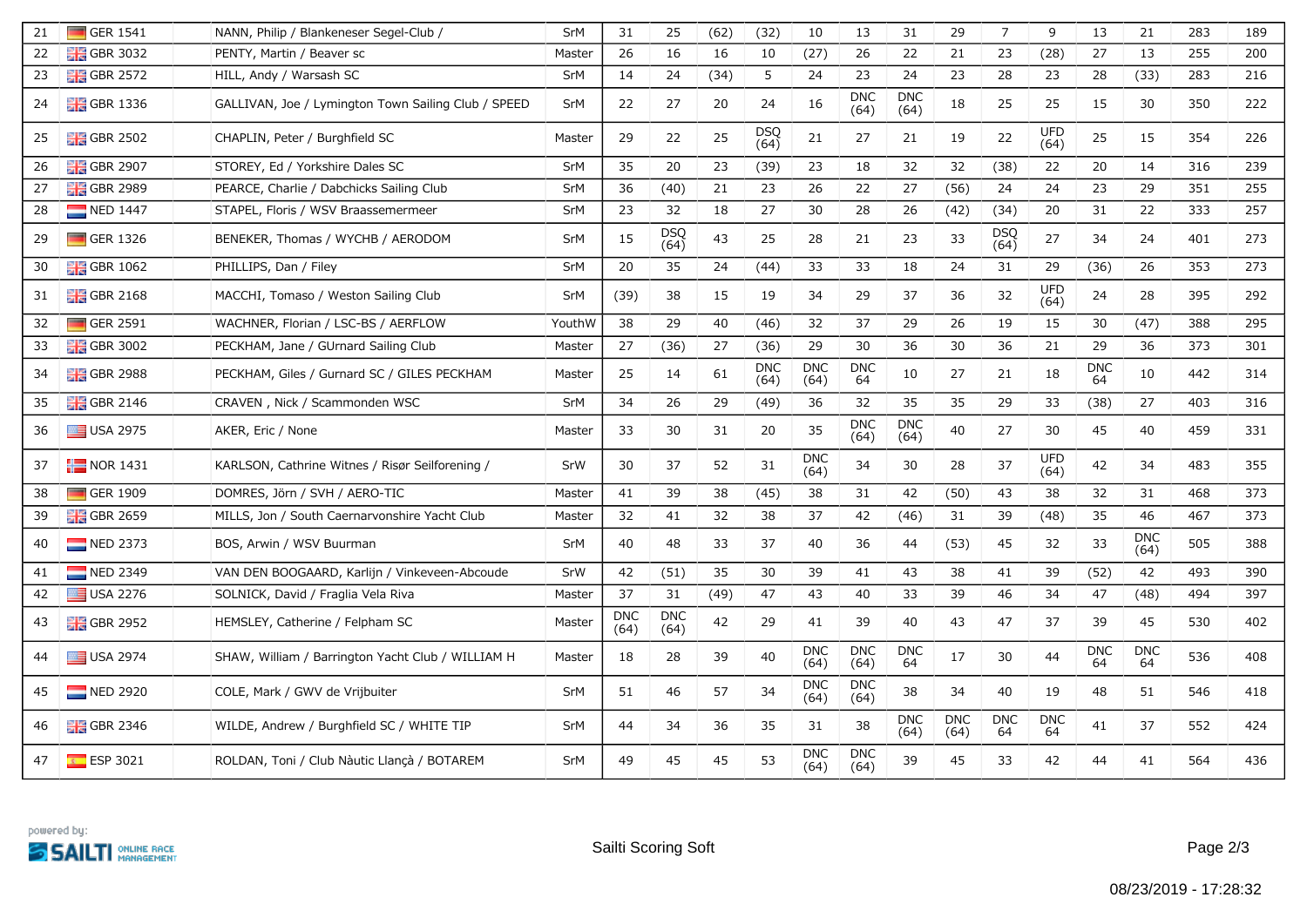| 21 | GER 1541 | NANN, Philip / Blankeneser Segel-Club / | SrM | 31 | 25 | (62) | (32) | 10 | 13 | 31 | 29 | 7 | 9 | 13 | 21 | 283 | 189 |
|---|---|---|---|---|---|---|---|---|---|---|---|---|---|---|---|---|---|
| 22 | GBR 3032 | PENTY, Martin / Beaver sc | Master | 26 | 16 | 16 | 10 | (27) | 26 | 22 | 21 | 23 | (28) | 27 | 13 | 255 | 200 |
| 23 | GBR 2572 | HILL, Andy / Warsash SC | SrM | 14 | 24 | (34) | 5 | 24 | 23 | 24 | 23 | 28 | 23 | 28 | (33) | 283 | 216 |
| 24 | GBR 1336 | GALLIVAN, Joe / Lymington Town Sailing Club / SPEED | SrM | 22 | 27 | 20 | 24 | 16 | DNC (64) | DNC (64) | 18 | 25 | 25 | 15 | 30 | 350 | 222 |
| 25 | GBR 2502 | CHAPLIN, Peter / Burghfield SC | Master | 29 | 22 | 25 | DSQ (64) | 21 | 27 | 21 | 19 | 22 | UFD (64) | 25 | 15 | 354 | 226 |
| 26 | GBR 2907 | STOREY, Ed / Yorkshire Dales SC | SrM | 35 | 20 | 23 | (39) | 23 | 18 | 32 | 32 | (38) | 22 | 20 | 14 | 316 | 239 |
| 27 | GBR 2989 | PEARCE, Charlie / Dabchicks Sailing Club | SrM | 36 | (40) | 21 | 23 | 26 | 22 | 27 | (56) | 24 | 24 | 23 | 29 | 351 | 255 |
| 28 | NED 1447 | STAPEL, Floris / WSV Braassemermeer | SrM | 23 | 32 | 18 | 27 | 30 | 28 | 26 | (42) | (34) | 20 | 31 | 22 | 333 | 257 |
| 29 | GER 1326 | BENEKER, Thomas / WYCHB / AERODOM | SrM | 15 | DSQ (64) | 43 | 25 | 28 | 21 | 23 | 33 | DSQ (64) | 27 | 34 | 24 | 401 | 273 |
| 30 | GBR 1062 | PHILLIPS, Dan / Filey | SrM | 20 | 35 | 24 | (44) | 33 | 33 | 18 | 24 | 31 | 29 | (36) | 26 | 353 | 273 |
| 31 | GBR 2168 | MACCHI, Tomaso / Weston Sailing Club | SrM | (39) | 38 | 15 | 19 | 34 | 29 | 37 | 36 | 32 | UFD (64) | 24 | 28 | 395 | 292 |
| 32 | GER 2591 | WACHNER, Florian / LSC-BS / AERFLOW | YouthW | 38 | 29 | 40 | (46) | 32 | 37 | 29 | 26 | 19 | 15 | 30 | (47) | 388 | 295 |
| 33 | GBR 3002 | PECKHAM, Jane / GUrnard Sailing Club | Master | 27 | (36) | 27 | (36) | 29 | 30 | 36 | 30 | 36 | 21 | 29 | 36 | 373 | 301 |
| 34 | GBR 2988 | PECKHAM, Giles / Gurnard SC / GILES PECKHAM | Master | 25 | 14 | 61 | DNC (64) | DNC (64) | DNC 64 | 10 | 27 | 21 | 18 | DNC 64 | 10 | 442 | 314 |
| 35 | GBR 2146 | CRAVEN , Nick / Scammonden WSC | SrM | 34 | 26 | 29 | (49) | 36 | 32 | 35 | 35 | 29 | 33 | (38) | 27 | 403 | 316 |
| 36 | USA 2975 | AKER, Eric / None | Master | 33 | 30 | 31 | 20 | 35 | DNC (64) | DNC (64) | 40 | 27 | 30 | 45 | 40 | 459 | 331 |
| 37 | NOR 1431 | KARLSON, Cathrine Witnes / Risør Seilforening / | SrW | 30 | 37 | 52 | 31 | DNC (64) | 34 | 30 | 28 | 37 | UFD (64) | 42 | 34 | 483 | 355 |
| 38 | GER 1909 | DOMRES, Jörn / SVH / AERO-TIC | Master | 41 | 39 | 38 | (45) | 38 | 31 | 42 | (50) | 43 | 38 | 32 | 31 | 468 | 373 |
| 39 | GBR 2659 | MILLS, Jon / South Caernarvonshire Yacht Club | Master | 32 | 41 | 32 | 38 | 37 | 42 | (46) | 31 | 39 | (48) | 35 | 46 | 467 | 373 |
| 40 | NED 2373 | BOS, Arwin / WSV Buurman | SrM | 40 | 48 | 33 | 37 | 40 | 36 | 44 | (53) | 45 | 32 | 33 | DNC (64) | 505 | 388 |
| 41 | NED 2349 | VAN DEN BOOGAARD, Karlijn / Vinkeveen-Abcoude | SrW | 42 | (51) | 35 | 30 | 39 | 41 | 43 | 38 | 41 | 39 | (52) | 42 | 493 | 390 |
| 42 | USA 2276 | SOLNICK, David / Fraglia Vela Riva | Master | 37 | 31 | (49) | 47 | 43 | 40 | 33 | 39 | 46 | 34 | 47 | (48) | 494 | 397 |
| 43 | GBR 2952 | HEMSLEY, Catherine / Felpham SC | Master | DNC (64) | DNC (64) | 42 | 29 | 41 | 39 | 40 | 43 | 47 | 37 | 39 | 45 | 530 | 402 |
| 44 | USA 2974 | SHAW, William / Barrington Yacht Club / WILLIAM H | Master | 18 | 28 | 39 | 40 | DNC (64) | DNC (64) | DNC 64 | 17 | 30 | 44 | DNC 64 | DNC 64 | 536 | 408 |
| 45 | NED 2920 | COLE, Mark / GWV de Vrijbuiter | SrM | 51 | 46 | 57 | 34 | DNC (64) | DNC (64) | 38 | 34 | 40 | 19 | 48 | 51 | 546 | 418 |
| 46 | GBR 2346 | WILDE, Andrew / Burghfield SC / WHITE TIP | SrM | 44 | 34 | 36 | 35 | 31 | 38 | DNC (64) | DNC (64) | DNC 64 | DNC 64 | 41 | 37 | 552 | 424 |
| 47 | ESP 3021 | ROLDAN, Toni / Club Nàutic Llançà / BOTAREM | SrM | 49 | 45 | 45 | 53 | DNC (64) | DNC (64) | 39 | 45 | 33 | 42 | 44 | 41 | 564 | 436 |

powered by: SAILTI ONLINE RACE MANAGEMENT

Sailti Scoring Soft

08/23/2019 - 17:28:32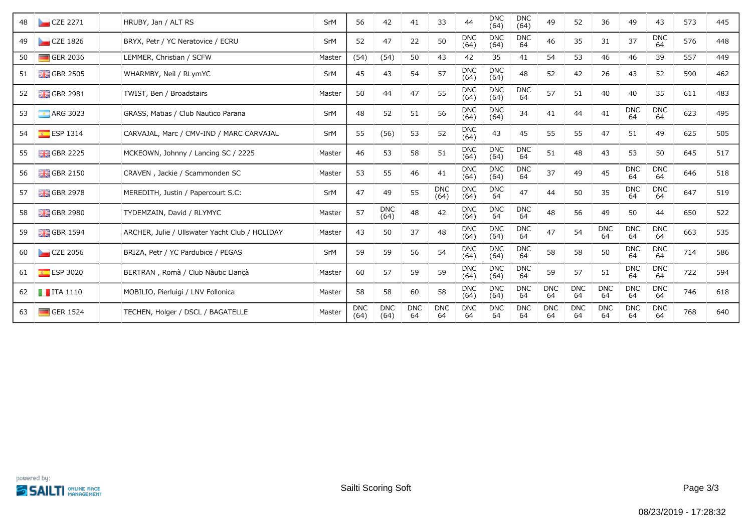| | | | | | | | | | | | | | | | | | | | |
|---|---|---|---|---|---|---|---|---|---|---|---|---|---|---|---|---|---|---|---|
| 48 | CZE 2271 | | HRUBY, Jan / ALT RS | SrM | 56 | 42 | 41 | 33 | 44 | DNC (64) | DNC (64) | 49 | 52 | 36 | 49 | 43 | 573 | 445 |
| 49 | CZE 1826 | | BRYX, Petr / YC Neratovice / ECRU | SrM | 52 | 47 | 22 | 50 | DNC (64) | DNC (64) | DNC 64 | 46 | 35 | 31 | 37 | DNC 64 | 576 | 448 |
| 50 | GER 2036 | | LEMMER, Christian / SCFW | Master | (54) | (54) | 50 | 43 | 42 | 35 | 41 | 54 | 53 | 46 | 46 | 39 | 557 | 449 |
| 51 | GBR 2505 | | WHARMBY, Neil / RLymYC | SrM | 45 | 43 | 54 | 57 | DNC (64) | DNC (64) | 48 | 52 | 42 | 26 | 43 | 52 | 590 | 462 |
| 52 | GBR 2981 | | TWIST, Ben / Broadstairs | Master | 50 | 44 | 47 | 55 | DNC (64) | DNC (64) | DNC 64 | 57 | 51 | 40 | 40 | 35 | 611 | 483 |
| 53 | ARG 3023 | | GRASS, Matias / Club Nautico Parana | SrM | 48 | 52 | 51 | 56 | DNC (64) | DNC (64) | 34 | 41 | 44 | 41 | DNC 64 | DNC 64 | 623 | 495 |
| 54 | ESP 1314 | | CARVAJAL, Marc / CMV-IND / MARC CARVAJAL | SrM | 55 | (56) | 53 | 52 | DNC (64) | 43 | 45 | 55 | 55 | 47 | 51 | 49 | 625 | 505 |
| 55 | GBR 2225 | | MCKEOWN, Johnny / Lancing SC / 2225 | Master | 46 | 53 | 58 | 51 | DNC (64) | DNC (64) | DNC 64 | 51 | 48 | 43 | 53 | 50 | 645 | 517 |
| 56 | GBR 2150 | | CRAVEN , Jackie / Scammonden SC | Master | 53 | 55 | 46 | 41 | DNC (64) | DNC (64) | DNC 64 | 37 | 49 | 45 | DNC 64 | DNC 64 | 646 | 518 |
| 57 | GBR 2978 | | MEREDITH, Justin / Papercourt S.C: | SrM | 47 | 49 | 55 | DNC (64) | DNC (64) | DNC 64 | 47 | 44 | 50 | 35 | DNC 64 | DNC 64 | 647 | 519 |
| 58 | GBR 2980 | | TYDEMZAIN, David / RLYMYC | Master | 57 | DNC (64) | 48 | 42 | DNC (64) | DNC 64 | DNC 64 | 48 | 56 | 49 | 50 | 44 | 650 | 522 |
| 59 | GBR 1594 | | ARCHER, Julie / Ullswater Yacht Club / HOLIDAY | Master | 43 | 50 | 37 | 48 | DNC (64) | DNC (64) | DNC 64 | 47 | 54 | DNC 64 | DNC 64 | DNC 64 | 663 | 535 |
| 60 | CZE 2056 | | BRIZA, Petr / YC Pardubice / PEGAS | SrM | 59 | 59 | 56 | 54 | DNC (64) | DNC (64) | DNC 64 | 58 | 58 | 50 | DNC 64 | DNC 64 | 714 | 586 |
| 61 | ESP 3020 | | BERTRAN , Romà / Club Nàutic Llançà | Master | 60 | 57 | 59 | 59 | DNC (64) | DNC (64) | DNC 64 | 59 | 57 | 51 | DNC 64 | DNC 64 | 722 | 594 |
| 62 | ITA 1110 | | MOBILIO, Pierluigi / LNV Follonica | Master | 58 | 58 | 60 | 58 | DNC (64) | DNC (64) | DNC 64 | DNC 64 | DNC 64 | DNC 64 | DNC 64 | DNC 64 | 746 | 618 |
| 63 | GER 1524 | | TECHEN, Holger / DSCL / BAGATELLE | Master | DNC (64) | DNC (64) | DNC 64 | DNC 64 | DNC 64 | DNC 64 | DNC 64 | DNC 64 | DNC 64 | DNC 64 | DNC 64 | DNC 64 | 768 | 640 |

powered by: SAILTI ONLINE RACE MANAGEMENT

Sailti Scoring Soft

08/23/2019 - 17:28:32